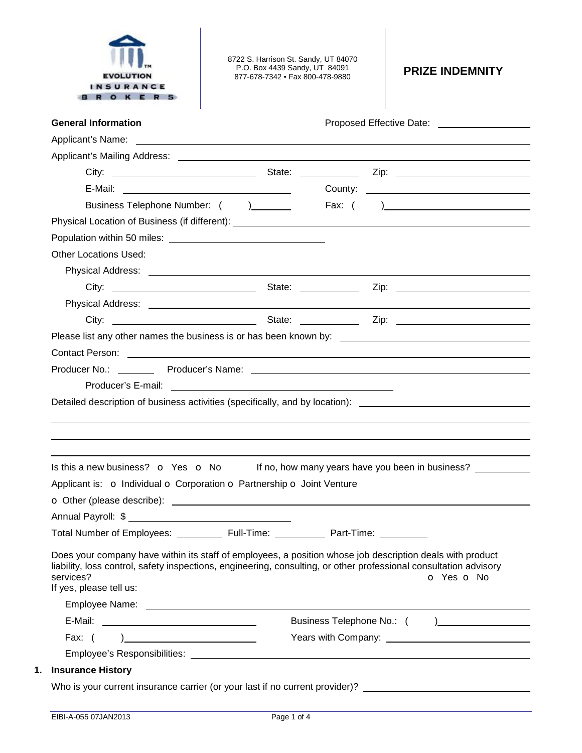EVOLUTION INSURANCE BROKERS

8722 S. Harrison St. Sandy, UT 84070
P.O. Box 4439 Sandy, UT 84091
877-678-7342 • Fax 800-478-9880

# PRIZE INDEMNITY

**General Information** Proposed Effective Date: ________________

Applicant's Name: ________________

Applicant's Mailing Address: ________________

City: ________________ State: ________ Zip: ________________

E-Mail: ________________ County: ________________

Business Telephone Number: ( ) ________ Fax: ( ) ________________

Physical Location of Business (if different): ________________

Population within 50 miles: ________________

Other Locations Used:

Physical Address: ________________

City: ________________ State: ________ Zip: ________________

Physical Address: ________________

City: ________________ State: ________ Zip: ________________

Please list any other names the business is or has been known by: ________________

Contact Person: ________________

Producer No.: ________ Producer's Name: ________________

Producer's E-mail: ________________

Detailed description of business activities (specifically, and by location): ________________

________________

________________

________________

Is this a new business? o Yes o No If no, how many years have you been in business? ________

Applicant is: o Individual o Corporation o Partnership o Joint Venture

o Other (please describe): ________________

Annual Payroll: $ ________________

Total Number of Employees: ________ Full-Time: ________ Part-Time: ________

Does your company have within its staff of employees, a position whose job description deals with product liability, loss control, safety inspections, engineering, consulting, or other professional consultation advisory services? o Yes o No

If yes, please tell us:

Employee Name: ________________

E-Mail: ________________ Business Telephone No.: ( ) ________________

Fax: ( ) ________________ Years with Company: ________________

Employee's Responsibilities: ________________

## 1. Insurance History

Who is your current insurance carrier (or your last if no current provider)? ________________

EIBI-A-055 07JAN2013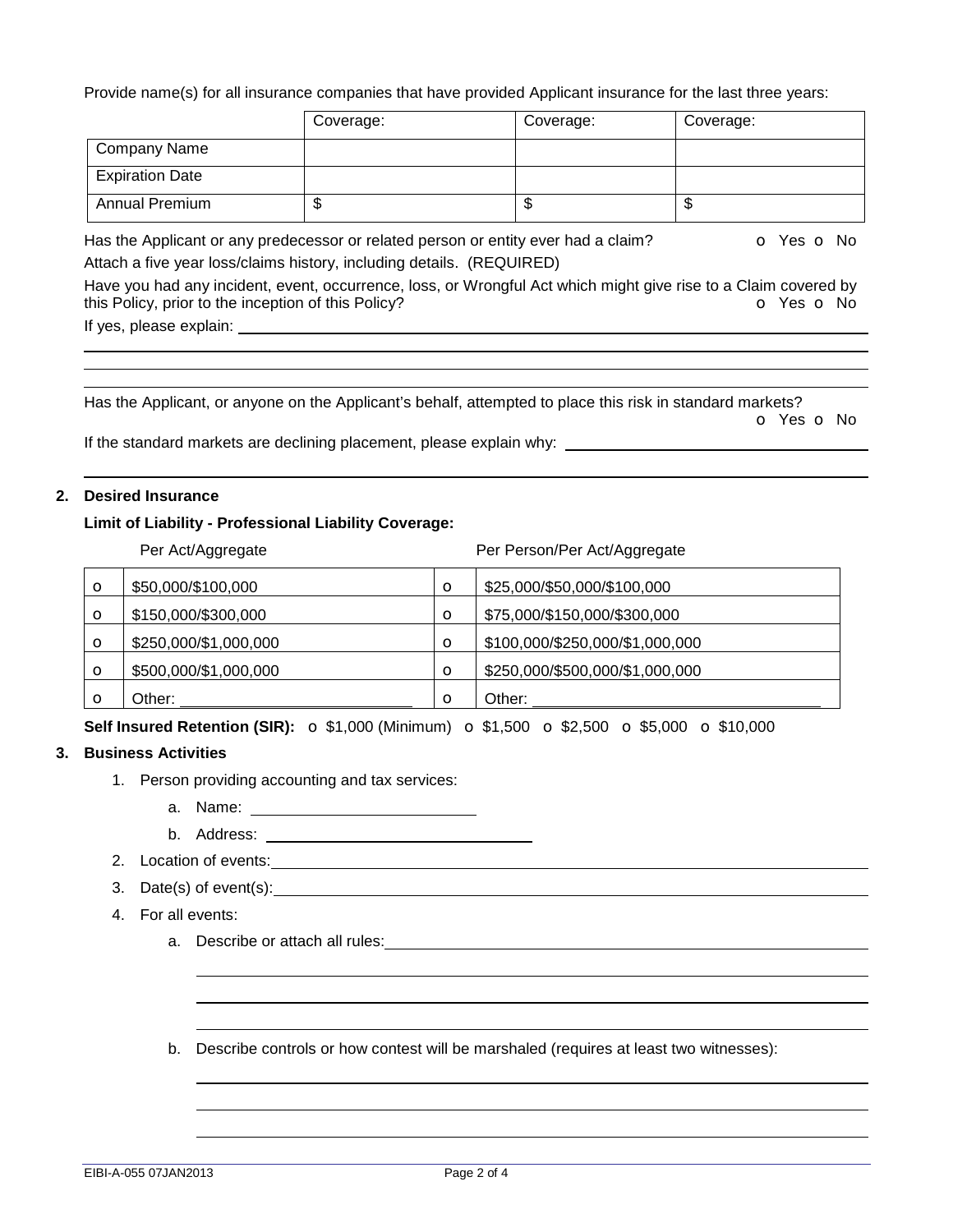Provide name(s) for all insurance companies that have provided Applicant insurance for the last three years:

| | Coverage: | Coverage: | Coverage: |
|---|---|---|---|
| Company Name | | | |
| Expiration Date | | | |
| Annual Premium | $ | $ | $ |

Has the Applicant or any predecessor or related person or entity ever had a claim? o Yes o No

Attach a five year loss/claims history, including details. (REQUIRED)

Have you had any incident, event, occurrence, loss, or Wrongful Act which might give rise to a Claim covered by this Policy, prior to the inception of this Policy? o Yes o No

If yes, please explain: ______________________________

Has the Applicant, or anyone on the Applicant's behalf, attempted to place this risk in standard markets? o Yes o No

If the standard markets are declining placement, please explain why: ______________________________

## 2. Desired Insurance

**Limit of Liability - Professional Liability Coverage:**

| | Per Act/Aggregate | | Per Person/Per Act/Aggregate |
|---|---|---|---|
| o | $50,000/$100,000 | o | $25,000/$50,000/$100,000 |
| o | $150,000/$300,000 | o | $75,000/$150,000/$300,000 |
| o | $250,000/$1,000,000 | o | $100,000/$250,000/$1,000,000 |
| o | $500,000/$1,000,000 | o | $250,000/$500,000/$1,000,000 |
| o | Other: | o | Other: |

**Self Insured Retention (SIR):** o $1,000 (Minimum) o $1,500 o $2,500 o $5,000 o $10,000

## 3. Business Activities

1. Person providing accounting and tax services:
   a. Name: ______________________________
   b. Address: ______________________________
2. Location of events: ______________________________
3. Date(s) of event(s): ______________________________
4. For all events:
   a. Describe or attach all rules: ______________________________
   b. Describe controls or how contest will be marshaled (requires at least two witnesses): ______________________________

EIBI-A-055 07JAN2013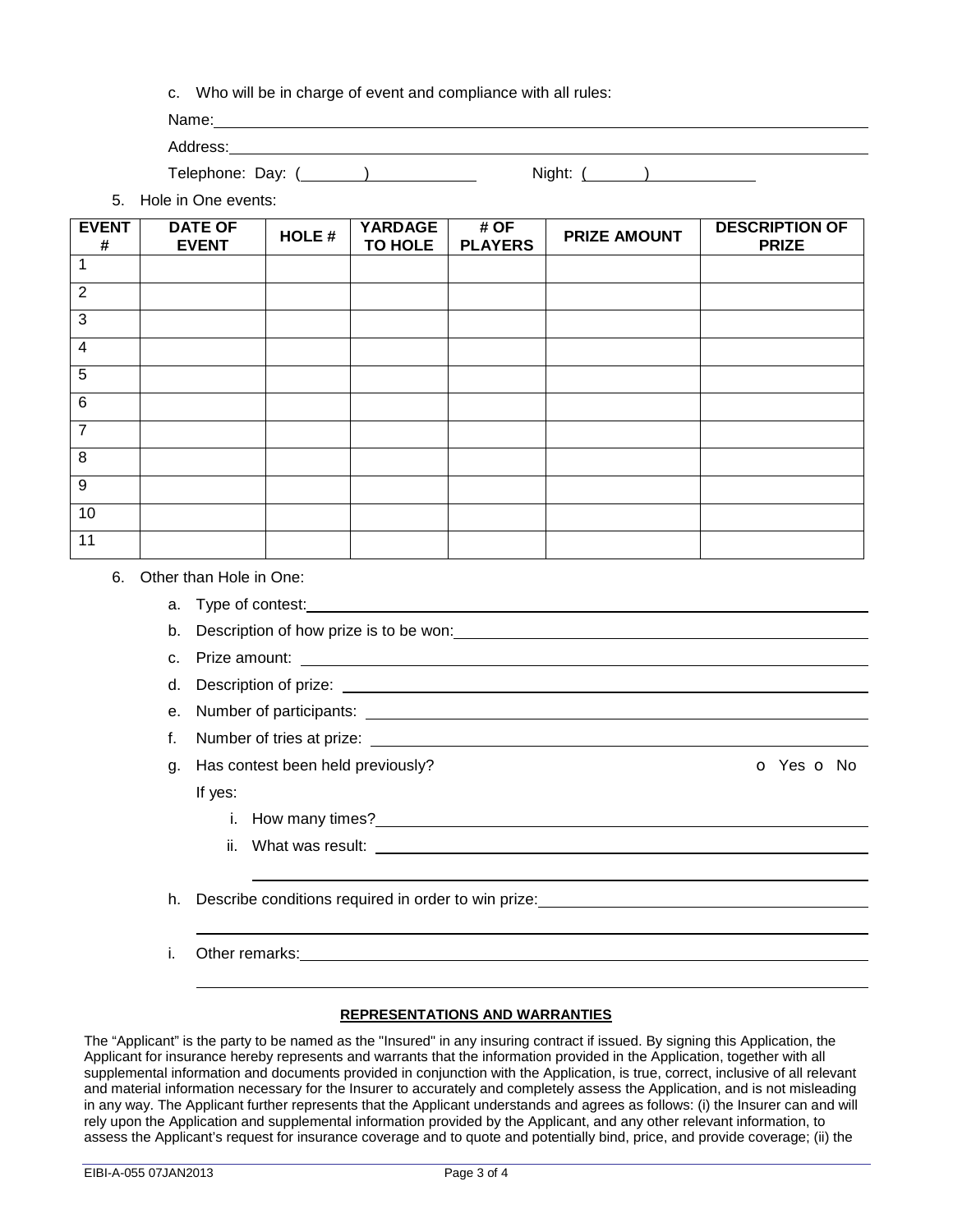c. Who will be in charge of event and compliance with all rules:

Name: \_\_\_\_\_\_\_\_\_\_\_\_\_\_\_\_\_\_\_\_\_\_\_\_\_\_\_\_\_\_\_\_\_\_\_\_\_\_\_\_

Address: \_\_\_\_\_\_\_\_\_\_\_\_\_\_\_\_\_\_\_\_\_\_\_\_\_\_\_\_\_\_\_\_\_\_\_\_\_\_\_\_

Telephone: Day: (\_\_\_\_\_\_\_) \_\_\_\_\_\_\_\_\_\_\_\_ Night: (\_\_\_\_\_\_\_) \_\_\_\_\_\_\_\_\_\_\_\_

5. Hole in One events:

| EVENT # | DATE OF EVENT | HOLE # | YARDAGE TO HOLE | # OF PLAYERS | PRIZE AMOUNT | DESCRIPTION OF PRIZE |
|---|---|---|---|---|---|---|
| 1 | | | | | | |
| 2 | | | | | | |
| 3 | | | | | | |
| 4 | | | | | | |
| 5 | | | | | | |
| 6 | | | | | | |
| 7 | | | | | | |
| 8 | | | | | | |
| 9 | | | | | | |
| 10 | | | | | | |
| 11 | | | | | | |

6. Other than Hole in One:

a. Type of contest: \_\_\_\_\_\_\_\_\_\_\_\_\_\_\_\_\_\_\_\_\_\_\_\_\_\_\_\_\_\_\_\_\_\_\_\_\_\_\_\_

b. Description of how prize is to be won: \_\_\_\_\_\_\_\_\_\_\_\_\_\_\_\_\_\_\_\_\_\_\_\_\_\_\_\_\_\_\_\_\_\_\_\_\_\_\_\_

c. Prize amount: \_\_\_\_\_\_\_\_\_\_\_\_\_\_\_\_\_\_\_\_\_\_\_\_\_\_\_\_\_\_\_\_\_\_\_\_\_\_\_\_

d. Description of prize: \_\_\_\_\_\_\_\_\_\_\_\_\_\_\_\_\_\_\_\_\_\_\_\_\_\_\_\_\_\_\_\_\_\_\_\_\_\_\_\_

e. Number of participants: \_\_\_\_\_\_\_\_\_\_\_\_\_\_\_\_\_\_\_\_\_\_\_\_\_\_\_\_\_\_\_\_\_\_\_\_\_\_\_\_

f. Number of tries at prize: \_\_\_\_\_\_\_\_\_\_\_\_\_\_\_\_\_\_\_\_\_\_\_\_\_\_\_\_\_\_\_\_\_\_\_\_\_\_\_\_

g. Has contest been held previously? ☐ Yes ☐ No

If yes:

i. How many times? \_\_\_\_\_\_\_\_\_\_\_\_\_\_\_\_\_\_\_\_\_\_\_\_\_\_\_\_\_\_\_\_\_\_\_\_\_\_\_\_

ii. What was result: \_\_\_\_\_\_\_\_\_\_\_\_\_\_\_\_\_\_\_\_\_\_\_\_\_\_\_\_\_\_\_\_\_\_\_\_\_\_\_\_

\_\_\_\_\_\_\_\_\_\_\_\_\_\_\_\_\_\_\_\_\_\_\_\_\_\_\_\_\_\_\_\_\_\_\_\_\_\_\_\_

h. Describe conditions required in order to win prize: \_\_\_\_\_\_\_\_\_\_\_\_\_\_\_\_\_\_\_\_\_\_\_\_\_\_\_\_\_\_\_\_\_\_\_\_\_\_\_\_

\_\_\_\_\_\_\_\_\_\_\_\_\_\_\_\_\_\_\_\_\_\_\_\_\_\_\_\_\_\_\_\_\_\_\_\_\_\_\_\_

i. Other remarks: \_\_\_\_\_\_\_\_\_\_\_\_\_\_\_\_\_\_\_\_\_\_\_\_\_\_\_\_\_\_\_\_\_\_\_\_\_\_\_\_

\_\_\_\_\_\_\_\_\_\_\_\_\_\_\_\_\_\_\_\_\_\_\_\_\_\_\_\_\_\_\_\_\_\_\_\_\_\_\_\_

## REPRESENTATIONS AND WARRANTIES

The "Applicant" is the party to be named as the "Insured" in any insuring contract if issued. By signing this Application, the Applicant for insurance hereby represents and warrants that the information provided in the Application, together with all supplemental information and documents provided in conjunction with the Application, is true, correct, inclusive of all relevant and material information necessary for the Insurer to accurately and completely assess the Application, and is not misleading in any way. The Applicant further represents that the Applicant understands and agrees as follows: (i) the Insurer can and will rely upon the Application and supplemental information provided by the Applicant, and any other relevant information, to assess the Applicant's request for insurance coverage and to quote and potentially bind, price, and provide coverage; (ii) the

EIBI-A-055 07JAN2013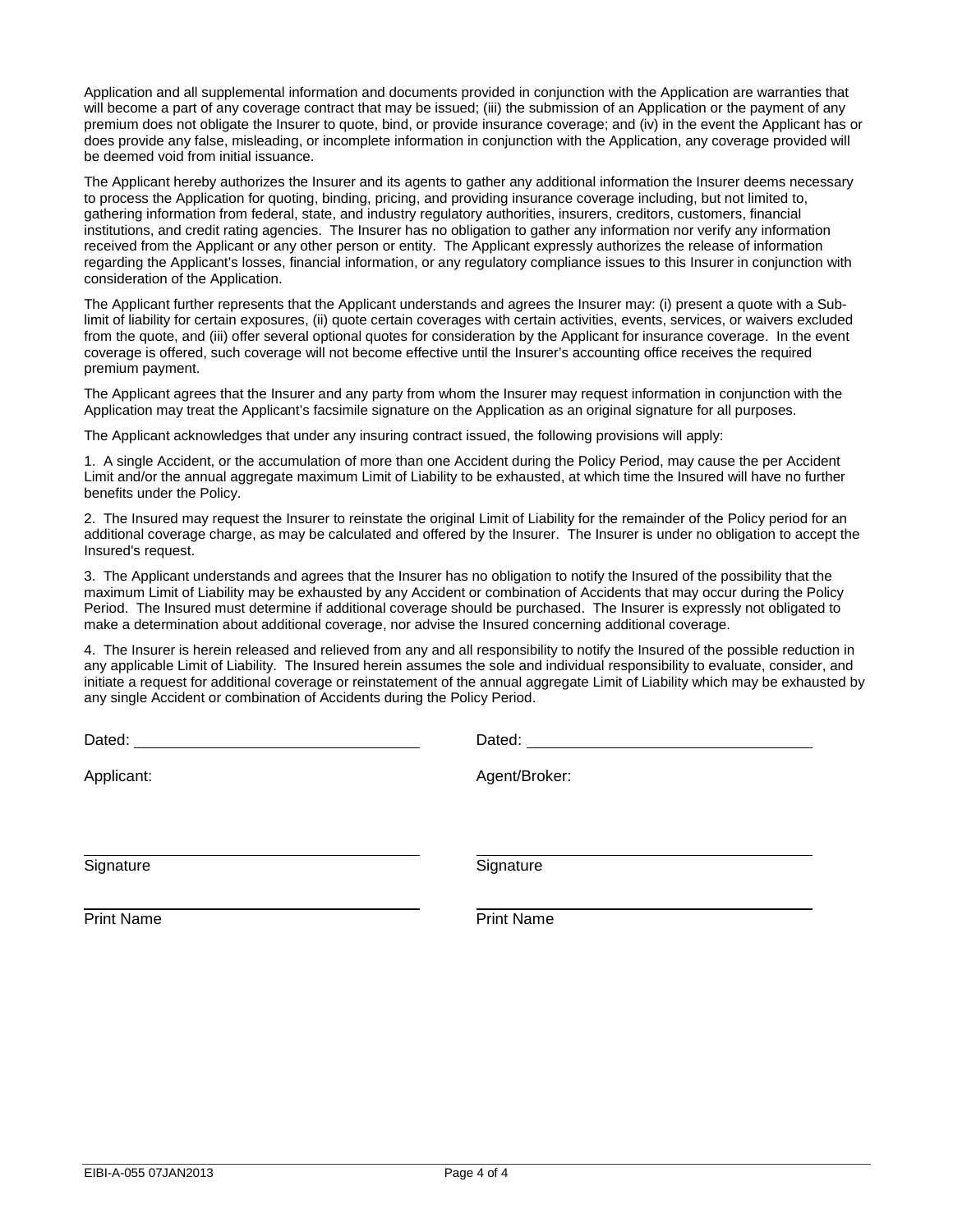Application and all supplemental information and documents provided in conjunction with the Application are warranties that will become a part of any coverage contract that may be issued; (iii) the submission of an Application or the payment of any premium does not obligate the Insurer to quote, bind, or provide insurance coverage; and (iv) in the event the Applicant has or does provide any false, misleading, or incomplete information in conjunction with the Application, any coverage provided will be deemed void from initial issuance.

The Applicant hereby authorizes the Insurer and its agents to gather any additional information the Insurer deems necessary to process the Application for quoting, binding, pricing, and providing insurance coverage including, but not limited to, gathering information from federal, state, and industry regulatory authorities, insurers, creditors, customers, financial institutions, and credit rating agencies. The Insurer has no obligation to gather any information nor verify any information received from the Applicant or any other person or entity. The Applicant expressly authorizes the release of information regarding the Applicant's losses, financial information, or any regulatory compliance issues to this Insurer in conjunction with consideration of the Application.

The Applicant further represents that the Applicant understands and agrees the Insurer may: (i) present a quote with a Sub-limit of liability for certain exposures, (ii) quote certain coverages with certain activities, events, services, or waivers excluded from the quote, and (iii) offer several optional quotes for consideration by the Applicant for insurance coverage. In the event coverage is offered, such coverage will not become effective until the Insurer's accounting office receives the required premium payment.

The Applicant agrees that the Insurer and any party from whom the Insurer may request information in conjunction with the Application may treat the Applicant's facsimile signature on the Application as an original signature for all purposes.

The Applicant acknowledges that under any insuring contract issued, the following provisions will apply:

1. A single Accident, or the accumulation of more than one Accident during the Policy Period, may cause the per Accident Limit and/or the annual aggregate maximum Limit of Liability to be exhausted, at which time the Insured will have no further benefits under the Policy.

2. The Insured may request the Insurer to reinstate the original Limit of Liability for the remainder of the Policy period for an additional coverage charge, as may be calculated and offered by the Insurer. The Insurer is under no obligation to accept the Insured's request.

3. The Applicant understands and agrees that the Insurer has no obligation to notify the Insured of the possibility that the maximum Limit of Liability may be exhausted by any Accident or combination of Accidents that may occur during the Policy Period. The Insured must determine if additional coverage should be purchased. The Insurer is expressly not obligated to make a determination about additional coverage, nor advise the Insured concerning additional coverage.

4. The Insurer is herein released and relieved from any and all responsibility to notify the Insured of the possible reduction in any applicable Limit of Liability. The Insured herein assumes the sole and individual responsibility to evaluate, consider, and initiate a request for additional coverage or reinstatement of the annual aggregate Limit of Liability which may be exhausted by any single Accident or combination of Accidents during the Policy Period.

Dated: ______________________________

Applicant:

______________________________
Signature

______________________________
Print Name

Dated: ______________________________

Agent/Broker:

______________________________
Signature

______________________________
Print Name

EIBI-A-055 07JAN2013